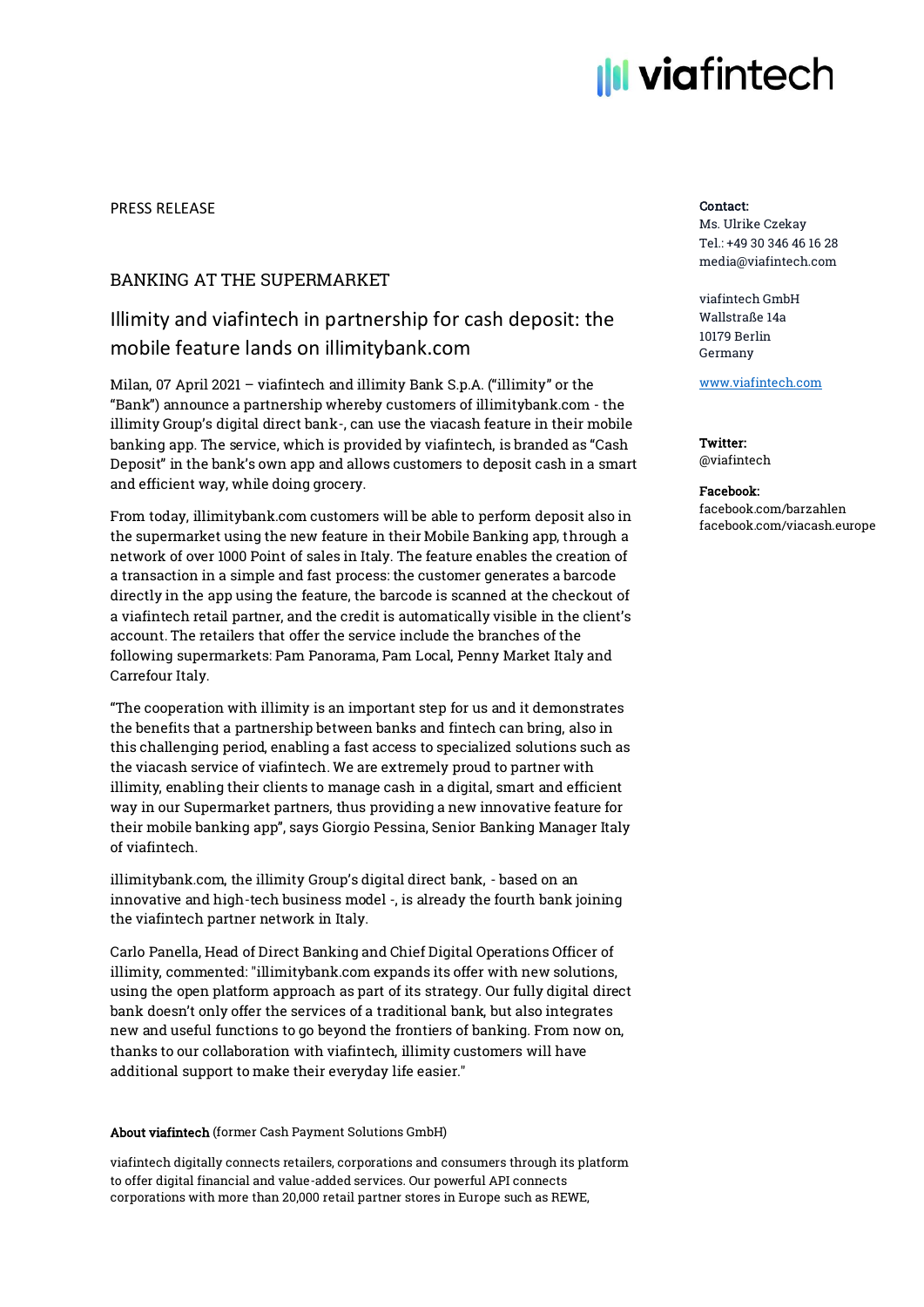PRESS RELEASE

## BANKING AT THE SUPERMARKET

# Illimity and viafintech in partnership for cash deposit: the mobile feature lands on illimitybank.com

Milan, 07 April 2021 – viafintech and illimity Bank S.p.A. ("illimity" or the "Bank") announce a partnership whereby customers of illimitybank.com - the illimity Group's digital direct bank-, can use the viacash feature in their mobile banking app. The service, which is provided by viafintech, is branded as "Cash Deposit" in the bank's own app and allows customers to deposit cash in a smart and efficient way, while doing grocery.

From today, illimitybank.com customers will be able to perform deposit also in the supermarket using the new feature in their Mobile Banking app, through a network of over 1000 Point of sales in Italy. The feature enables the creation of a transaction in a simple and fast process: the customer generates a barcode directly in the app using the feature, the barcode is scanned at the checkout of a viafintech retail partner, and the credit is automatically visible in the client's account. The retailers that offer the service include the branches of the following supermarkets: Pam Panorama, Pam Local, Penny Market Italy and Carrefour Italy.

"The cooperation with illimity is an important step for us and it demonstrates the benefits that a partnership between banks and fintech can bring, also in this challenging period, enabling a fast access to specialized solutions such as the viacash service of viafintech. We are extremely proud to partner with illimity, enabling their clients to manage cash in a digital, smart and efficient way in our Supermarket partners, thus providing a new innovative feature for their mobile banking app", says Giorgio Pessina, Senior Banking Manager Italy of viafintech.

illimitybank.com, the illimity Group's digital direct bank, - based on an innovative and high-tech business model -, is already the fourth bank joining the viafintech partner network in Italy.

Carlo Panella, Head of Direct Banking and Chief Digital Operations Officer of illimity, commented: "illimitybank.com expands its offer with new solutions, using the open platform approach as part of its strategy. Our fully digital direct bank doesn't only offer the services of a traditional bank, but also integrates new and useful functions to go beyond the frontiers of banking. From now on, thanks to our collaboration with viafintech, illimity customers will have additional support to make their everyday life easier."

**About viafintech** (former Cash Payment Solutions GmbH)

viafintech digitally connects retailers, corporations and consumers through its platform to offer digital financial and value-added services. Our powerful API connects corporations with more than 20,000 retail partner stores in Europe such as REWE,

**Contact:**
Ms. Ulrike Czekay
Tel.: +49 30 346 46 16 28
media@viafintech.com

viafintech GmbH
Wallstraße 14a
10179 Berlin
Germany

www.viafintech.com

**Twitter:**
@viafintech

**Facebook:**
facebook.com/barzahlen
facebook.com/viacash.europe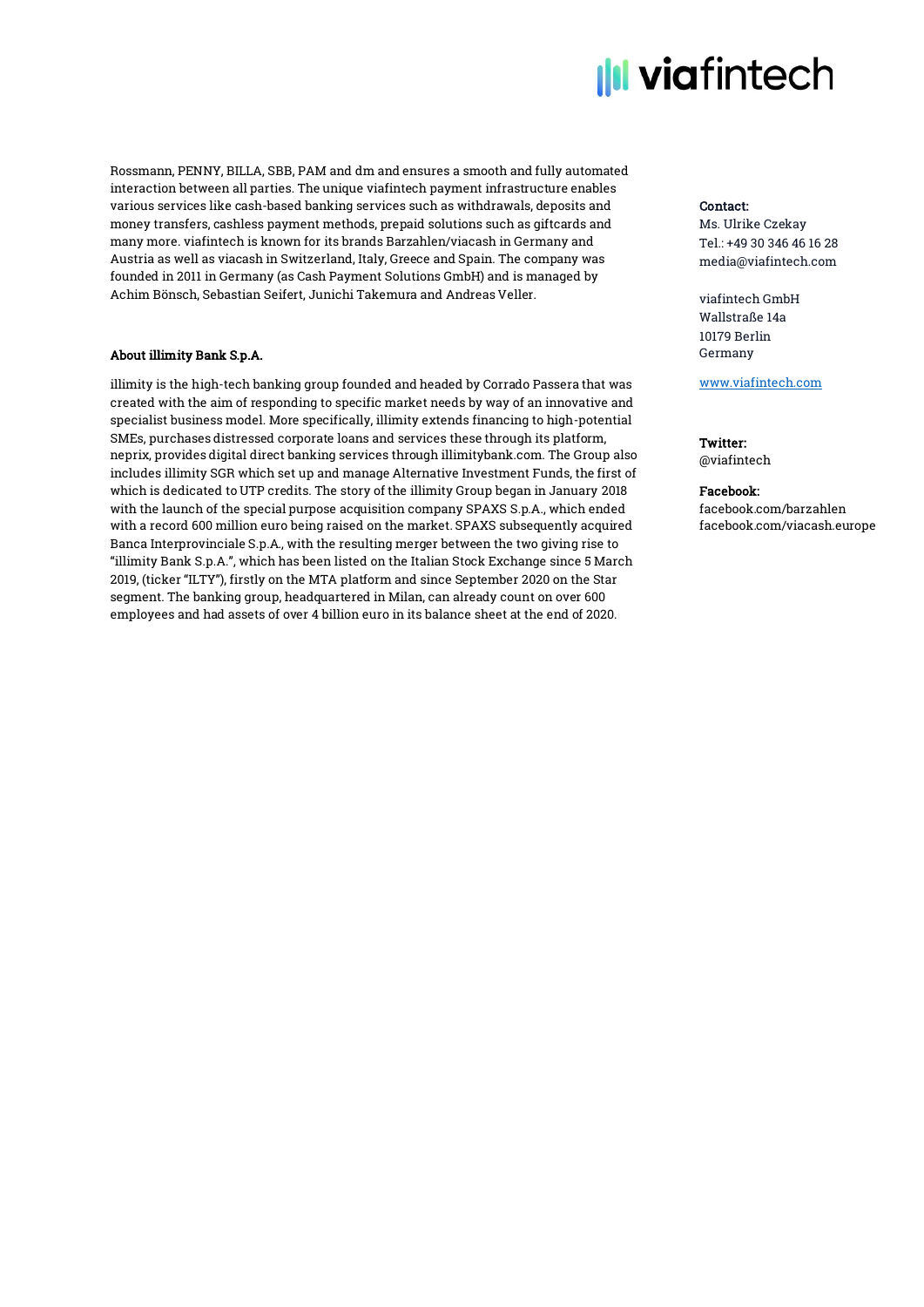Rossmann, PENNY, BILLA, SBB, PAM and dm and ensures a smooth and fully automated interaction between all parties. The unique viafintech payment infrastructure enables various services like cash-based banking services such as withdrawals, deposits and money transfers, cashless payment methods, prepaid solutions such as giftcards and many more. viafintech is known for its brands Barzahlen/viacash in Germany and Austria as well as viacash in Switzerland, Italy, Greece and Spain. The company was founded in 2011 in Germany (as Cash Payment Solutions GmbH) and is managed by Achim Bönsch, Sebastian Seifert, Junichi Takemura and Andreas Veller.

**About illimity Bank S.p.A.**

illimity is the high-tech banking group founded and headed by Corrado Passera that was created with the aim of responding to specific market needs by way of an innovative and specialist business model. More specifically, illimity extends financing to high-potential SMEs, purchases distressed corporate loans and services these through its platform, neprix, provides digital direct banking services through illimitybank.com. The Group also includes illimity SGR which set up and manage Alternative Investment Funds, the first of which is dedicated to UTP credits. The story of the illimity Group began in January 2018 with the launch of the special purpose acquisition company SPAXS S.p.A., which ended with a record 600 million euro being raised on the market. SPAXS subsequently acquired Banca Interprovinciale S.p.A., with the resulting merger between the two giving rise to "illimity Bank S.p.A.", which has been listed on the Italian Stock Exchange since 5 March 2019, (ticker "ILTY"), firstly on the MTA platform and since September 2020 on the Star segment. The banking group, headquartered in Milan, can already count on over 600 employees and had assets of over 4 billion euro in its balance sheet at the end of 2020.

**Contact:**
Ms. Ulrike Czekay
Tel.: +49 30 346 46 16 28
media@viafintech.com

viafintech GmbH
Wallstraße 14a
10179 Berlin
Germany

www.viafintech.com

**Twitter:**
@viafintech

**Facebook:**
facebook.com/barzahlen
facebook.com/viacash.europe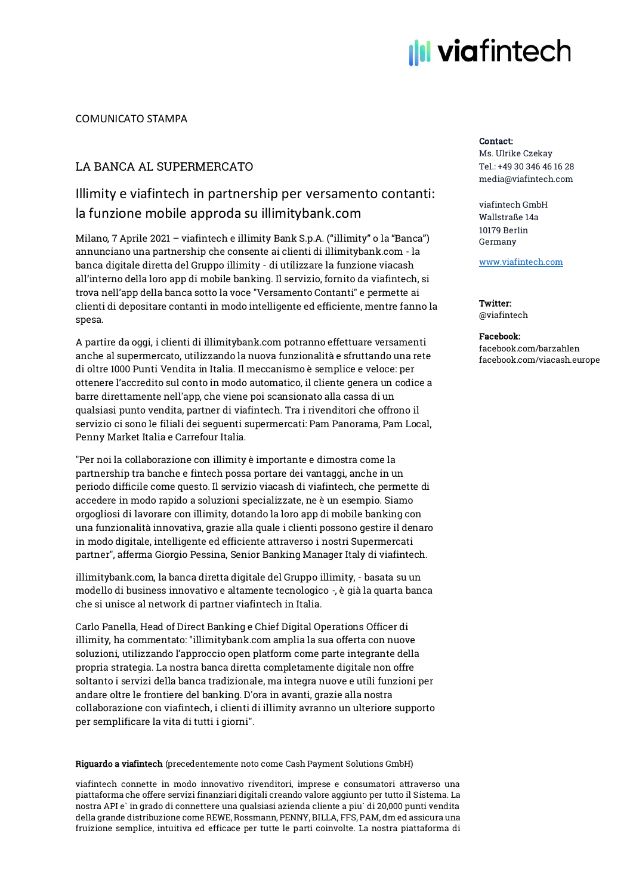COMUNICATO STAMPA

## LA BANCA AL SUPERMERCATO

### Illimity e viafintech in partnership per versamento contanti: la funzione mobile approda su illimitybank.com

Milano, 7 Aprile 2021 – viafintech e illimity Bank S.p.A. ("illimity" o la "Banca") annunciano una partnership che consente ai clienti di illimitybank.com - la banca digitale diretta del Gruppo illimity - di utilizzare la funzione viacash all'interno della loro app di mobile banking. Il servizio, fornito da viafintech, si trova nell'app della banca sotto la voce "Versamento Contanti" e permette ai clienti di depositare contanti in modo intelligente ed efficiente, mentre fanno la spesa.

A partire da oggi, i clienti di illimitybank.com potranno effettuare versamenti anche al supermercato, utilizzando la nuova funzionalità e sfruttando una rete di oltre 1000 Punti Vendita in Italia. Il meccanismo è semplice e veloce: per ottenere l'accredito sul conto in modo automatico, il cliente genera un codice a barre direttamente nell'app, che viene poi scansionato alla cassa di un qualsiasi punto vendita, partner di viafintech. Tra i rivenditori che offrono il servizio ci sono le filiali dei seguenti supermercati: Pam Panorama, Pam Local, Penny Market Italia e Carrefour Italia.

"Per noi la collaborazione con illimity è importante e dimostra come la partnership tra banche e fintech possa portare dei vantaggi, anche in un periodo difficile come questo. Il servizio viacash di viafintech, che permette di accedere in modo rapido a soluzioni specializzate, ne è un esempio. Siamo orgogliosi di lavorare con illimity, dotando la loro app di mobile banking con una funzionalità innovativa, grazie alla quale i clienti possono gestire il denaro in modo digitale, intelligente ed efficiente attraverso i nostri Supermercati partner", afferma Giorgio Pessina, Senior Banking Manager Italy di viafintech.

illimitybank.com, la banca diretta digitale del Gruppo illimity, - basata su un modello di business innovativo e altamente tecnologico -, è già la quarta banca che si unisce al network di partner viafintech in Italia.

Carlo Panella, Head of Direct Banking e Chief Digital Operations Officer di illimity, ha commentato: "illimitybank.com amplia la sua offerta con nuove soluzioni, utilizzando l'approccio open platform come parte integrante della propria strategia. La nostra banca diretta completamente digitale non offre soltanto i servizi della banca tradizionale, ma integra nuove e utili funzioni per andare oltre le frontiere del banking. D'ora in avanti, grazie alla nostra collaborazione con viafintech, i clienti di illimity avranno un ulteriore supporto per semplificare la vita di tutti i giorni".

**Riguardo a viafintech** (precedentemente noto come Cash Payment Solutions GmbH)

viafintech connette in modo innovativo rivenditori, imprese e consumatori attraverso una piattaforma che offere servizi finanziari digitali creando valore aggiunto per tutto il Sistema. La nostra API e` in grado di connettere una qualsiasi azienda cliente a piu` di 20,000 punti vendita della grande distribuzione come REWE, Rossmann, PENNY, BILLA, FFS, PAM, dm ed assicura una fruizione semplice, intuitiva ed efficace per tutte le parti coinvolte. La nostra piattaforma di

**Contact:**
Ms. Ulrike Czekay
Tel.: +49 30 346 46 16 28
media@viafintech.com

viafintech GmbH
Wallstraße 14a
10179 Berlin
Germany

www.viafintech.com

**Twitter:**
@viafintech

**Facebook:**
facebook.com/barzahlen
facebook.com/viacash.europe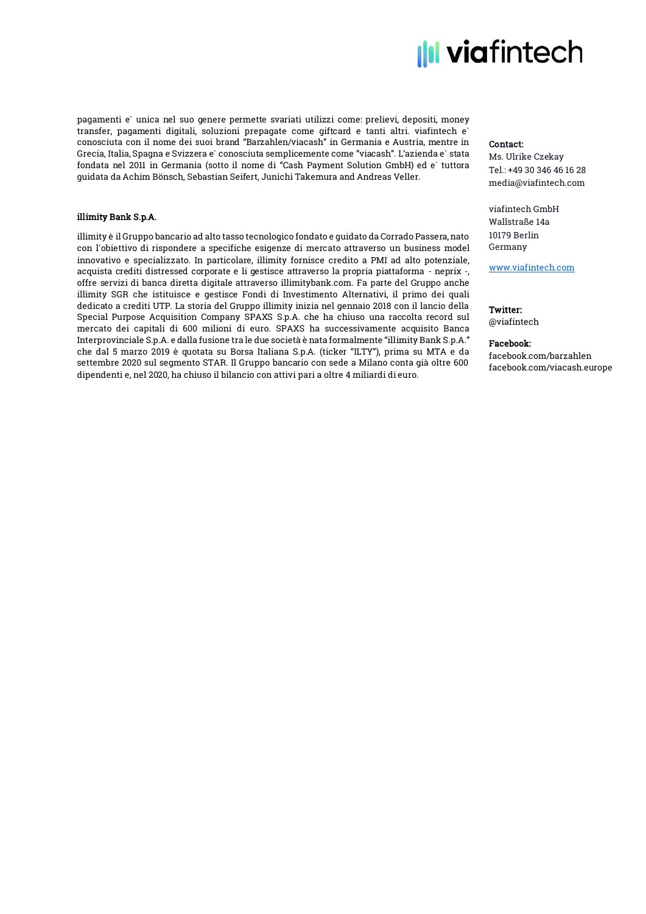pagamenti e` unica nel suo genere permette svariati utilizzi come: prelievi, depositi, money transfer, pagamenti digitali, soluzioni prepagate come giftcard e tanti altri. viafintech e` conosciuta con il nome dei suoi brand "Barzahlen/viacash" in Germania e Austria, mentre in Grecia, Italia, Spagna e Svizzera e` conosciuta semplicemente come "viacash". L'azienda e` stata fondata nel 2011 in Germania (sotto il nome di "Cash Payment Solution GmbH) ed e` tuttora guidata da Achim Bönsch, Sebastian Seifert, Junichi Takemura and Andreas Veller.

**illimity Bank S.p.A.**

illimity è il Gruppo bancario ad alto tasso tecnologico fondato e guidato da Corrado Passera, nato con l'obiettivo di rispondere a specifiche esigenze di mercato attraverso un business model innovativo e specializzato. In particolare, illimity fornisce credito a PMI ad alto potenziale, acquista crediti distressed corporate e li gestisce attraverso la propria piattaforma - neprix -, offre servizi di banca diretta digitale attraverso illimitybank.com. Fa parte del Gruppo anche illimity SGR che istituisce e gestisce Fondi di Investimento Alternativi, il primo dei quali dedicato a crediti UTP. La storia del Gruppo illimity inizia nel gennaio 2018 con il lancio della Special Purpose Acquisition Company SPAXS S.p.A. che ha chiuso una raccolta record sul mercato dei capitali di 600 milioni di euro. SPAXS ha successivamente acquisito Banca Interprovinciale S.p.A. e dalla fusione tra le due società è nata formalmente "illimity Bank S.p.A." che dal 5 marzo 2019 è quotata su Borsa Italiana S.p.A. (ticker "ILTY"), prima su MTA e da settembre 2020 sul segmento STAR. Il Gruppo bancario con sede a Milano conta già oltre 600 dipendenti e, nel 2020, ha chiuso il bilancio con attivi pari a oltre 4 miliardi di euro.

**Contact:**
Ms. Ulrike Czekay
Tel.: +49 30 346 46 16 28
media@viafintech.com

viafintech GmbH
Wallstraße 14a
10179 Berlin
Germany

www.viafintech.com

**Twitter:**
@viafintech

**Facebook:**
facebook.com/barzahlen
facebook.com/viacash.europe